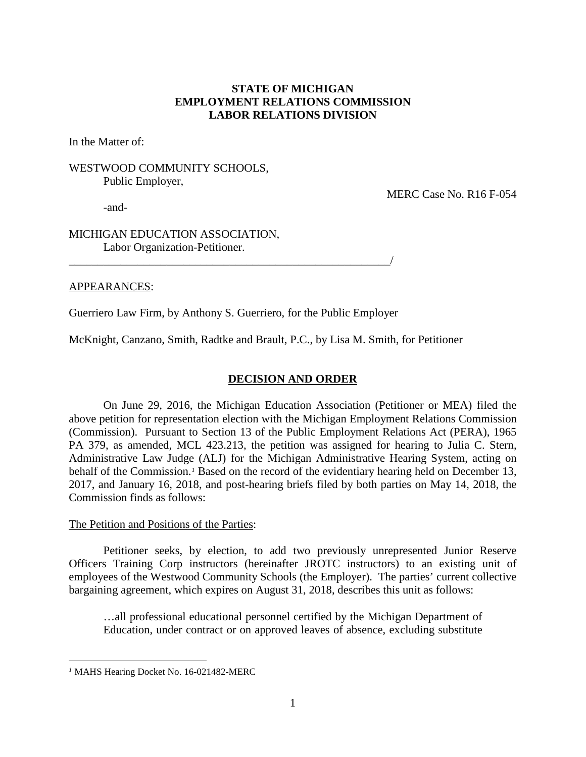**STATE OF MICHIGAN**
**EMPLOYMENT RELATIONS COMMISSION**
**LABOR RELATIONS DIVISION**

In the Matter of:

WESTWOOD COMMUNITY SCHOOLS,
Public Employer,

MERC Case No. R16 F-054

-and-

MICHIGAN EDUCATION ASSOCIATION,
Labor Organization-Petitioner.
\_\_\_\_\_\_\_\_\_\_\_\_\_\_\_\_\_\_\_\_\_\_\_\_\_\_\_\_\_\_\_\_\_\_\_\_\_\_\_\_\_\_\_\_\_\_\_\_\_\_\_\_\_\_\_\_\_\_\_\_/

APPEARANCES:

Guerriero Law Firm, by Anthony S. Guerriero, for the Public Employer

McKnight, Canzano, Smith, Radtke and Brault, P.C., by Lisa M. Smith, for Petitioner

**DECISION AND ORDER**

On June 29, 2016, the Michigan Education Association (Petitioner or MEA) filed the above petition for representation election with the Michigan Employment Relations Commission (Commission). Pursuant to Section 13 of the Public Employment Relations Act (PERA), 1965 PA 379, as amended, MCL 423.213, the petition was assigned for hearing to Julia C. Stern, Administrative Law Judge (ALJ) for the Michigan Administrative Hearing System, acting on behalf of the Commission.[1] Based on the record of the evidentiary hearing held on December 13, 2017, and January 16, 2018, and post-hearing briefs filed by both parties on May 14, 2018, the Commission finds as follows:

The Petition and Positions of the Parties:

Petitioner seeks, by election, to add two previously unrepresented Junior Reserve Officers Training Corp instructors (hereinafter JROTC instructors) to an existing unit of employees of the Westwood Community Schools (the Employer). The parties' current collective bargaining agreement, which expires on August 31, 2018, describes this unit as follows:

…all professional educational personnel certified by the Michigan Department of Education, under contract or on approved leaves of absence, excluding substitute

[1] MAHS Hearing Docket No. 16-021482-MERC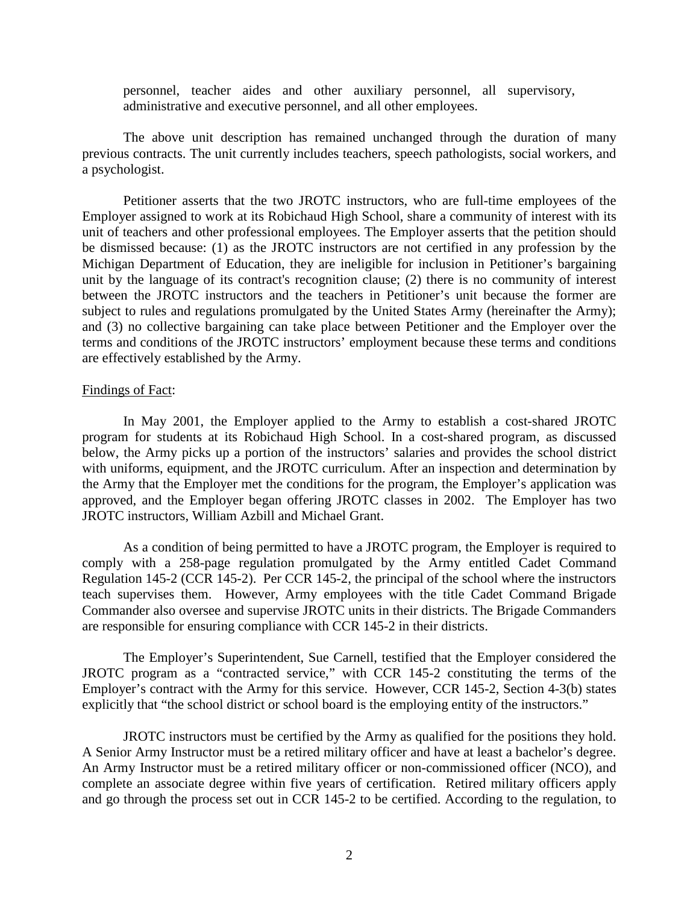personnel, teacher aides and other auxiliary personnel, all supervisory, administrative and executive personnel, and all other employees.

The above unit description has remained unchanged through the duration of many previous contracts. The unit currently includes teachers, speech pathologists, social workers, and a psychologist.

Petitioner asserts that the two JROTC instructors, who are full-time employees of the Employer assigned to work at its Robichaud High School, share a community of interest with its unit of teachers and other professional employees. The Employer asserts that the petition should be dismissed because: (1) as the JROTC instructors are not certified in any profession by the Michigan Department of Education, they are ineligible for inclusion in Petitioner's bargaining unit by the language of its contract's recognition clause; (2) there is no community of interest between the JROTC instructors and the teachers in Petitioner's unit because the former are subject to rules and regulations promulgated by the United States Army (hereinafter the Army); and (3) no collective bargaining can take place between Petitioner and the Employer over the terms and conditions of the JROTC instructors' employment because these terms and conditions are effectively established by the Army.

Findings of Fact:

In May 2001, the Employer applied to the Army to establish a cost-shared JROTC program for students at its Robichaud High School. In a cost-shared program, as discussed below, the Army picks up a portion of the instructors' salaries and provides the school district with uniforms, equipment, and the JROTC curriculum. After an inspection and determination by the Army that the Employer met the conditions for the program, the Employer's application was approved, and the Employer began offering JROTC classes in 2002. The Employer has two JROTC instructors, William Azbill and Michael Grant.

As a condition of being permitted to have a JROTC program, the Employer is required to comply with a 258-page regulation promulgated by the Army entitled Cadet Command Regulation 145-2 (CCR 145-2). Per CCR 145-2, the principal of the school where the instructors teach supervises them. However, Army employees with the title Cadet Command Brigade Commander also oversee and supervise JROTC units in their districts. The Brigade Commanders are responsible for ensuring compliance with CCR 145-2 in their districts.

The Employer's Superintendent, Sue Carnell, testified that the Employer considered the JROTC program as a "contracted service," with CCR 145-2 constituting the terms of the Employer's contract with the Army for this service. However, CCR 145-2, Section 4-3(b) states explicitly that "the school district or school board is the employing entity of the instructors."

JROTC instructors must be certified by the Army as qualified for the positions they hold. A Senior Army Instructor must be a retired military officer and have at least a bachelor's degree. An Army Instructor must be a retired military officer or non-commissioned officer (NCO), and complete an associate degree within five years of certification. Retired military officers apply and go through the process set out in CCR 145-2 to be certified. According to the regulation, to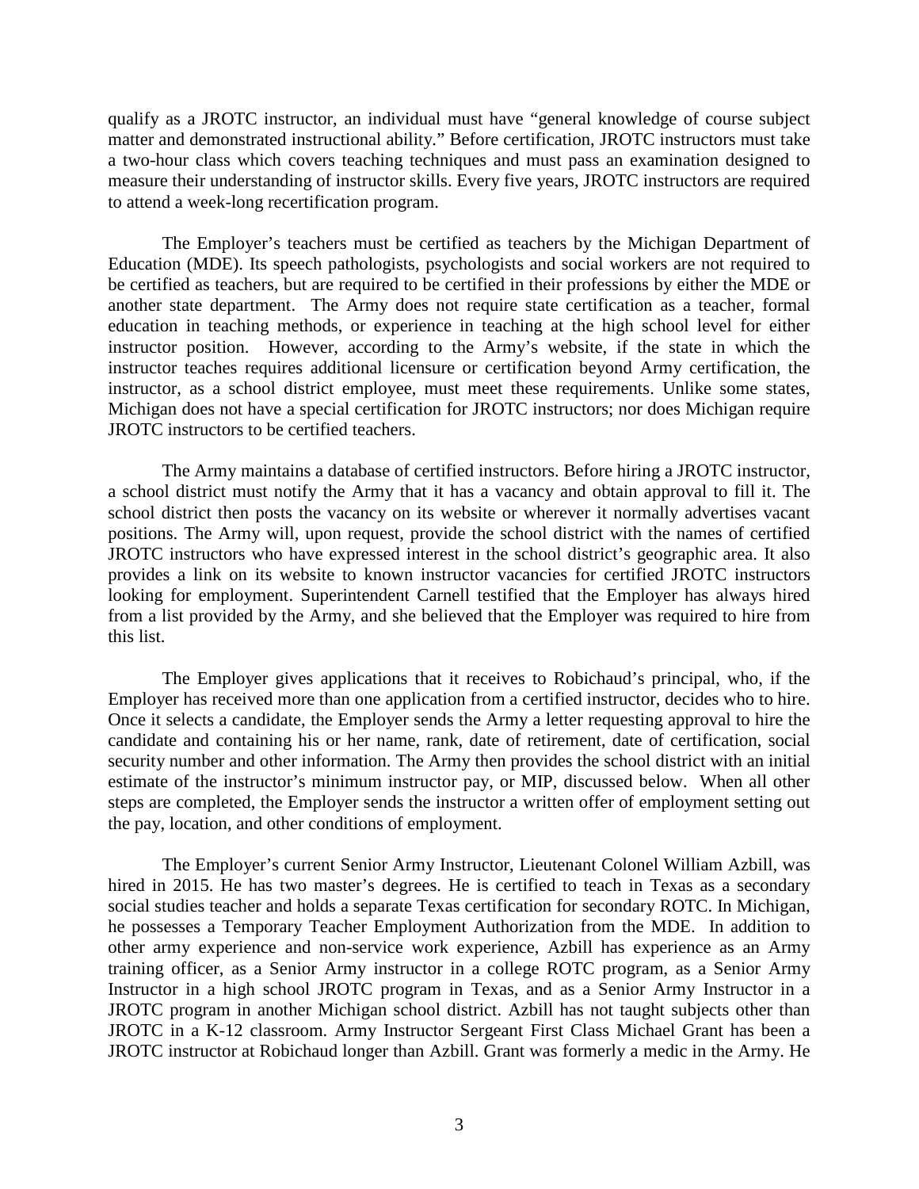qualify as a JROTC instructor, an individual must have "general knowledge of course subject matter and demonstrated instructional ability." Before certification, JROTC instructors must take a two-hour class which covers teaching techniques and must pass an examination designed to measure their understanding of instructor skills. Every five years, JROTC instructors are required to attend a week-long recertification program.

The Employer's teachers must be certified as teachers by the Michigan Department of Education (MDE). Its speech pathologists, psychologists and social workers are not required to be certified as teachers, but are required to be certified in their professions by either the MDE or another state department. The Army does not require state certification as a teacher, formal education in teaching methods, or experience in teaching at the high school level for either instructor position. However, according to the Army's website, if the state in which the instructor teaches requires additional licensure or certification beyond Army certification, the instructor, as a school district employee, must meet these requirements. Unlike some states, Michigan does not have a special certification for JROTC instructors; nor does Michigan require JROTC instructors to be certified teachers.

The Army maintains a database of certified instructors. Before hiring a JROTC instructor, a school district must notify the Army that it has a vacancy and obtain approval to fill it. The school district then posts the vacancy on its website or wherever it normally advertises vacant positions. The Army will, upon request, provide the school district with the names of certified JROTC instructors who have expressed interest in the school district's geographic area. It also provides a link on its website to known instructor vacancies for certified JROTC instructors looking for employment. Superintendent Carnell testified that the Employer has always hired from a list provided by the Army, and she believed that the Employer was required to hire from this list.

The Employer gives applications that it receives to Robichaud's principal, who, if the Employer has received more than one application from a certified instructor, decides who to hire. Once it selects a candidate, the Employer sends the Army a letter requesting approval to hire the candidate and containing his or her name, rank, date of retirement, date of certification, social security number and other information. The Army then provides the school district with an initial estimate of the instructor's minimum instructor pay, or MIP, discussed below. When all other steps are completed, the Employer sends the instructor a written offer of employment setting out the pay, location, and other conditions of employment.

The Employer's current Senior Army Instructor, Lieutenant Colonel William Azbill, was hired in 2015. He has two master's degrees. He is certified to teach in Texas as a secondary social studies teacher and holds a separate Texas certification for secondary ROTC. In Michigan, he possesses a Temporary Teacher Employment Authorization from the MDE. In addition to other army experience and non-service work experience, Azbill has experience as an Army training officer, as a Senior Army instructor in a college ROTC program, as a Senior Army Instructor in a high school JROTC program in Texas, and as a Senior Army Instructor in a JROTC program in another Michigan school district. Azbill has not taught subjects other than JROTC in a K-12 classroom. Army Instructor Sergeant First Class Michael Grant has been a JROTC instructor at Robichaud longer than Azbill. Grant was formerly a medic in the Army. He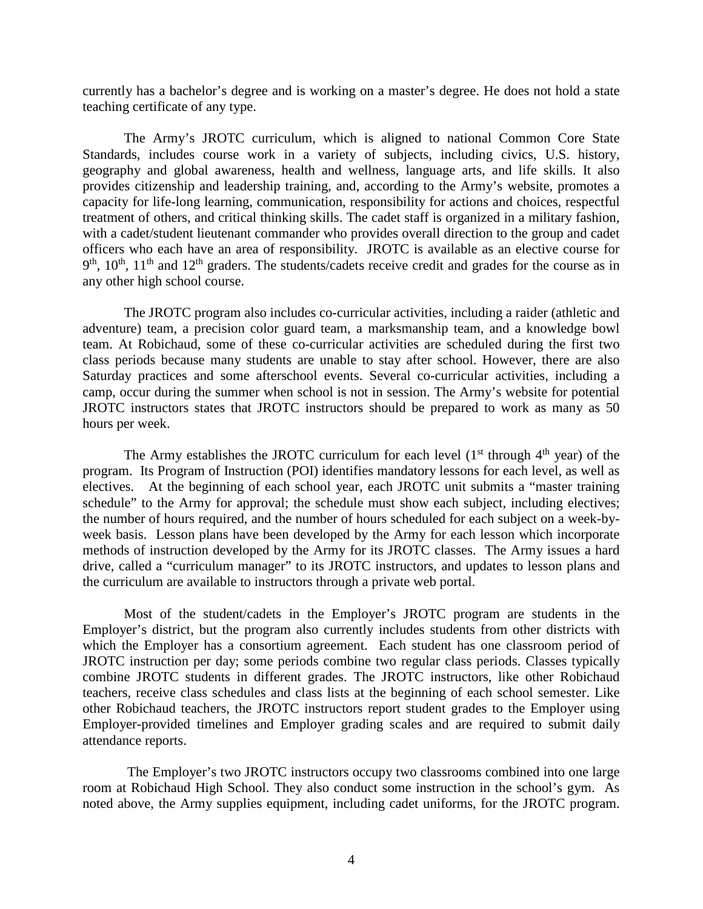currently has a bachelor's degree and is working on a master's degree. He does not hold a state teaching certificate of any type.

The Army's JROTC curriculum, which is aligned to national Common Core State Standards, includes course work in a variety of subjects, including civics, U.S. history, geography and global awareness, health and wellness, language arts, and life skills. It also provides citizenship and leadership training, and, according to the Army's website, promotes a capacity for life-long learning, communication, responsibility for actions and choices, respectful treatment of others, and critical thinking skills. The cadet staff is organized in a military fashion, with a cadet/student lieutenant commander who provides overall direction to the group and cadet officers who each have an area of responsibility. JROTC is available as an elective course for 9th, 10th, 11th and 12th graders. The students/cadets receive credit and grades for the course as in any other high school course.

The JROTC program also includes co-curricular activities, including a raider (athletic and adventure) team, a precision color guard team, a marksmanship team, and a knowledge bowl team. At Robichaud, some of these co-curricular activities are scheduled during the first two class periods because many students are unable to stay after school. However, there are also Saturday practices and some afterschool events. Several co-curricular activities, including a camp, occur during the summer when school is not in session. The Army's website for potential JROTC instructors states that JROTC instructors should be prepared to work as many as 50 hours per week.

The Army establishes the JROTC curriculum for each level (1st through 4th year) of the program. Its Program of Instruction (POI) identifies mandatory lessons for each level, as well as electives. At the beginning of each school year, each JROTC unit submits a "master training schedule" to the Army for approval; the schedule must show each subject, including electives; the number of hours required, and the number of hours scheduled for each subject on a week-by-week basis. Lesson plans have been developed by the Army for each lesson which incorporate methods of instruction developed by the Army for its JROTC classes. The Army issues a hard drive, called a "curriculum manager" to its JROTC instructors, and updates to lesson plans and the curriculum are available to instructors through a private web portal.

Most of the student/cadets in the Employer's JROTC program are students in the Employer's district, but the program also currently includes students from other districts with which the Employer has a consortium agreement. Each student has one classroom period of JROTC instruction per day; some periods combine two regular class periods. Classes typically combine JROTC students in different grades. The JROTC instructors, like other Robichaud teachers, receive class schedules and class lists at the beginning of each school semester. Like other Robichaud teachers, the JROTC instructors report student grades to the Employer using Employer-provided timelines and Employer grading scales and are required to submit daily attendance reports.

The Employer's two JROTC instructors occupy two classrooms combined into one large room at Robichaud High School. They also conduct some instruction in the school's gym. As noted above, the Army supplies equipment, including cadet uniforms, for the JROTC program.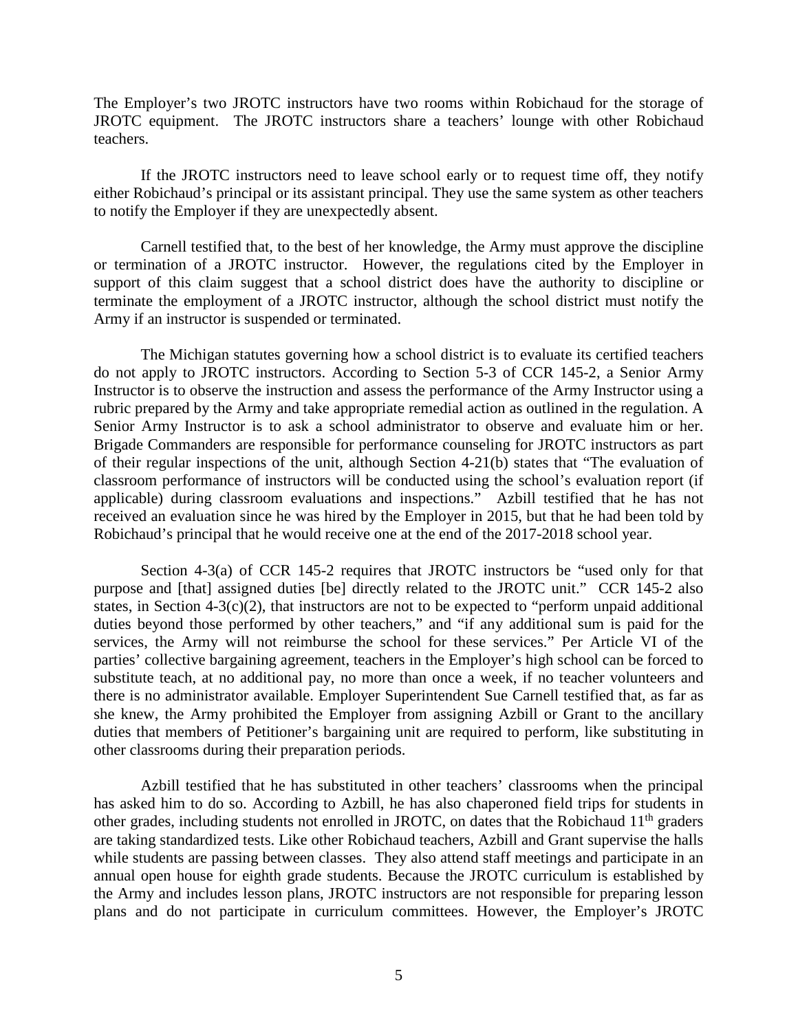The Employer's two JROTC instructors have two rooms within Robichaud for the storage of JROTC equipment. The JROTC instructors share a teachers' lounge with other Robichaud teachers.

If the JROTC instructors need to leave school early or to request time off, they notify either Robichaud's principal or its assistant principal. They use the same system as other teachers to notify the Employer if they are unexpectedly absent.

Carnell testified that, to the best of her knowledge, the Army must approve the discipline or termination of a JROTC instructor. However, the regulations cited by the Employer in support of this claim suggest that a school district does have the authority to discipline or terminate the employment of a JROTC instructor, although the school district must notify the Army if an instructor is suspended or terminated.

The Michigan statutes governing how a school district is to evaluate its certified teachers do not apply to JROTC instructors. According to Section 5-3 of CCR 145-2, a Senior Army Instructor is to observe the instruction and assess the performance of the Army Instructor using a rubric prepared by the Army and take appropriate remedial action as outlined in the regulation. A Senior Army Instructor is to ask a school administrator to observe and evaluate him or her. Brigade Commanders are responsible for performance counseling for JROTC instructors as part of their regular inspections of the unit, although Section 4-21(b) states that "The evaluation of classroom performance of instructors will be conducted using the school's evaluation report (if applicable) during classroom evaluations and inspections." Azbill testified that he has not received an evaluation since he was hired by the Employer in 2015, but that he had been told by Robichaud's principal that he would receive one at the end of the 2017-2018 school year.

Section 4-3(a) of CCR 145-2 requires that JROTC instructors be "used only for that purpose and [that] assigned duties [be] directly related to the JROTC unit." CCR 145-2 also states, in Section 4-3(c)(2), that instructors are not to be expected to "perform unpaid additional duties beyond those performed by other teachers," and "if any additional sum is paid for the services, the Army will not reimburse the school for these services." Per Article VI of the parties' collective bargaining agreement, teachers in the Employer's high school can be forced to substitute teach, at no additional pay, no more than once a week, if no teacher volunteers and there is no administrator available. Employer Superintendent Sue Carnell testified that, as far as she knew, the Army prohibited the Employer from assigning Azbill or Grant to the ancillary duties that members of Petitioner's bargaining unit are required to perform, like substituting in other classrooms during their preparation periods.

Azbill testified that he has substituted in other teachers' classrooms when the principal has asked him to do so. According to Azbill, he has also chaperoned field trips for students in other grades, including students not enrolled in JROTC, on dates that the Robichaud 11th graders are taking standardized tests. Like other Robichaud teachers, Azbill and Grant supervise the halls while students are passing between classes. They also attend staff meetings and participate in an annual open house for eighth grade students. Because the JROTC curriculum is established by the Army and includes lesson plans, JROTC instructors are not responsible for preparing lesson plans and do not participate in curriculum committees. However, the Employer's JROTC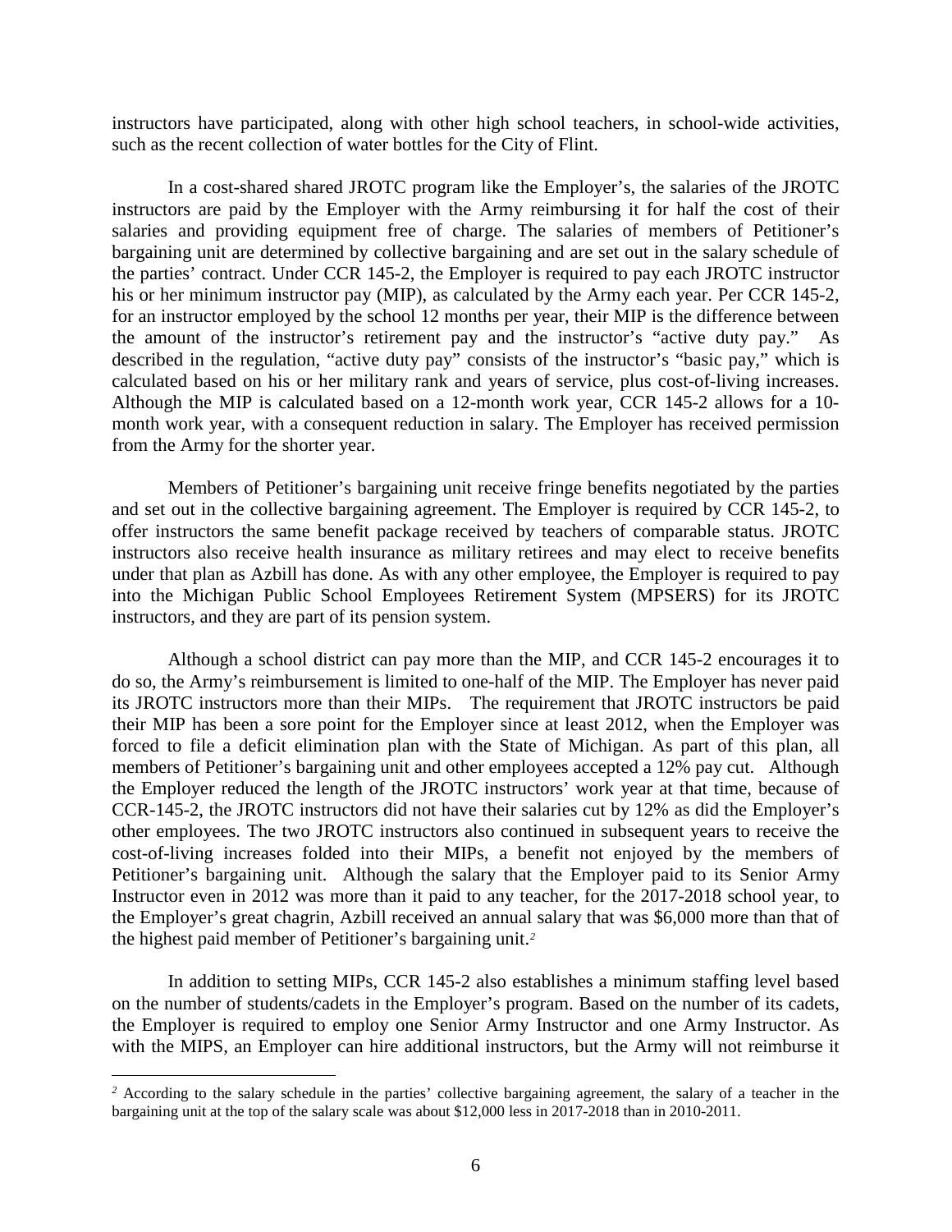instructors have participated, along with other high school teachers, in school-wide activities, such as the recent collection of water bottles for the City of Flint.

In a cost-shared shared JROTC program like the Employer's, the salaries of the JROTC instructors are paid by the Employer with the Army reimbursing it for half the cost of their salaries and providing equipment free of charge. The salaries of members of Petitioner's bargaining unit are determined by collective bargaining and are set out in the salary schedule of the parties' contract. Under CCR 145-2, the Employer is required to pay each JROTC instructor his or her minimum instructor pay (MIP), as calculated by the Army each year. Per CCR 145-2, for an instructor employed by the school 12 months per year, their MIP is the difference between the amount of the instructor's retirement pay and the instructor's "active duty pay." As described in the regulation, "active duty pay" consists of the instructor's "basic pay," which is calculated based on his or her military rank and years of service, plus cost-of-living increases. Although the MIP is calculated based on a 12-month work year, CCR 145-2 allows for a 10-month work year, with a consequent reduction in salary. The Employer has received permission from the Army for the shorter year.

Members of Petitioner's bargaining unit receive fringe benefits negotiated by the parties and set out in the collective bargaining agreement. The Employer is required by CCR 145-2, to offer instructors the same benefit package received by teachers of comparable status. JROTC instructors also receive health insurance as military retirees and may elect to receive benefits under that plan as Azbill has done. As with any other employee, the Employer is required to pay into the Michigan Public School Employees Retirement System (MPSERS) for its JROTC instructors, and they are part of its pension system.

Although a school district can pay more than the MIP, and CCR 145-2 encourages it to do so, the Army's reimbursement is limited to one-half of the MIP. The Employer has never paid its JROTC instructors more than their MIPs. The requirement that JROTC instructors be paid their MIP has been a sore point for the Employer since at least 2012, when the Employer was forced to file a deficit elimination plan with the State of Michigan. As part of this plan, all members of Petitioner's bargaining unit and other employees accepted a 12% pay cut. Although the Employer reduced the length of the JROTC instructors' work year at that time, because of CCR-145-2, the JROTC instructors did not have their salaries cut by 12% as did the Employer's other employees. The two JROTC instructors also continued in subsequent years to receive the cost-of-living increases folded into their MIPs, a benefit not enjoyed by the members of Petitioner's bargaining unit. Although the salary that the Employer paid to its Senior Army Instructor even in 2012 was more than it paid to any teacher, for the 2017-2018 school year, to the Employer's great chagrin, Azbill received an annual salary that was $6,000 more than that of the highest paid member of Petitioner's bargaining unit.[2]

In addition to setting MIPs, CCR 145-2 also establishes a minimum staffing level based on the number of students/cadets in the Employer's program. Based on the number of its cadets, the Employer is required to employ one Senior Army Instructor and one Army Instructor. As with the MIPS, an Employer can hire additional instructors, but the Army will not reimburse it

[2] According to the salary schedule in the parties' collective bargaining agreement, the salary of a teacher in the bargaining unit at the top of the salary scale was about $12,000 less in 2017-2018 than in 2010-2011.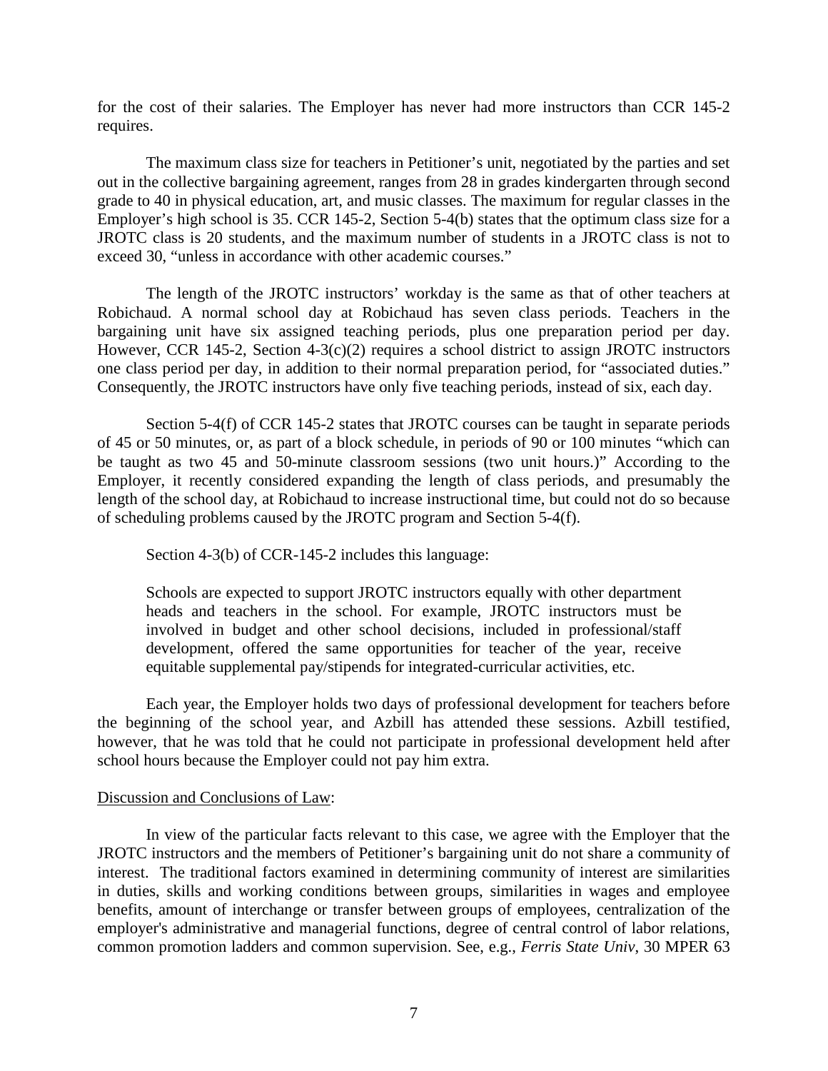for the cost of their salaries. The Employer has never had more instructors than CCR 145-2 requires.

The maximum class size for teachers in Petitioner's unit, negotiated by the parties and set out in the collective bargaining agreement, ranges from 28 in grades kindergarten through second grade to 40 in physical education, art, and music classes. The maximum for regular classes in the Employer's high school is 35. CCR 145-2, Section 5-4(b) states that the optimum class size for a JROTC class is 20 students, and the maximum number of students in a JROTC class is not to exceed 30, "unless in accordance with other academic courses."

The length of the JROTC instructors' workday is the same as that of other teachers at Robichaud. A normal school day at Robichaud has seven class periods. Teachers in the bargaining unit have six assigned teaching periods, plus one preparation period per day. However, CCR 145-2, Section 4-3(c)(2) requires a school district to assign JROTC instructors one class period per day, in addition to their normal preparation period, for "associated duties." Consequently, the JROTC instructors have only five teaching periods, instead of six, each day.

Section 5-4(f) of CCR 145-2 states that JROTC courses can be taught in separate periods of 45 or 50 minutes, or, as part of a block schedule, in periods of 90 or 100 minutes "which can be taught as two 45 and 50-minute classroom sessions (two unit hours.)" According to the Employer, it recently considered expanding the length of class periods, and presumably the length of the school day, at Robichaud to increase instructional time, but could not do so because of scheduling problems caused by the JROTC program and Section 5-4(f).

Section 4-3(b) of CCR-145-2 includes this language:

> Schools are expected to support JROTC instructors equally with other department heads and teachers in the school. For example, JROTC instructors must be involved in budget and other school decisions, included in professional/staff development, offered the same opportunities for teacher of the year, receive equitable supplemental pay/stipends for integrated-curricular activities, etc.

Each year, the Employer holds two days of professional development for teachers before the beginning of the school year, and Azbill has attended these sessions. Azbill testified, however, that he was told that he could not participate in professional development held after school hours because the Employer could not pay him extra.

<u>Discussion and Conclusions of Law</u>:

In view of the particular facts relevant to this case, we agree with the Employer that the JROTC instructors and the members of Petitioner's bargaining unit do not share a community of interest. The traditional factors examined in determining community of interest are similarities in duties, skills and working conditions between groups, similarities in wages and employee benefits, amount of interchange or transfer between groups of employees, centralization of the employer's administrative and managerial functions, degree of central control of labor relations, common promotion ladders and common supervision. See, e.g., *Ferris State Univ*, 30 MPER 63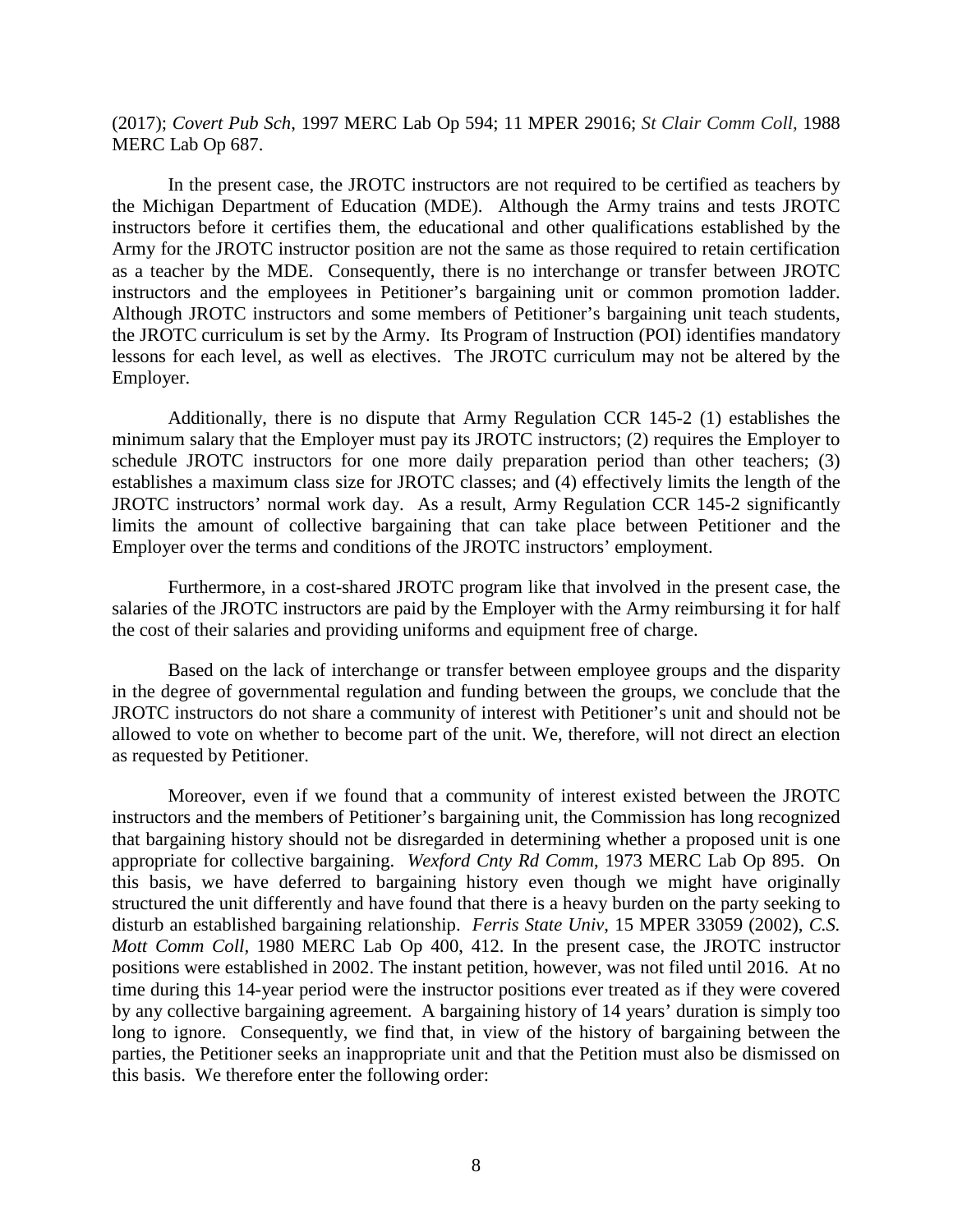(2017); *Covert Pub Sch*, 1997 MERC Lab Op 594; 11 MPER 29016; *St Clair Comm Coll*, 1988 MERC Lab Op 687.

In the present case, the JROTC instructors are not required to be certified as teachers by the Michigan Department of Education (MDE). Although the Army trains and tests JROTC instructors before it certifies them, the educational and other qualifications established by the Army for the JROTC instructor position are not the same as those required to retain certification as a teacher by the MDE. Consequently, there is no interchange or transfer between JROTC instructors and the employees in Petitioner's bargaining unit or common promotion ladder. Although JROTC instructors and some members of Petitioner's bargaining unit teach students, the JROTC curriculum is set by the Army. Its Program of Instruction (POI) identifies mandatory lessons for each level, as well as electives. The JROTC curriculum may not be altered by the Employer.

Additionally, there is no dispute that Army Regulation CCR 145-2 (1) establishes the minimum salary that the Employer must pay its JROTC instructors; (2) requires the Employer to schedule JROTC instructors for one more daily preparation period than other teachers; (3) establishes a maximum class size for JROTC classes; and (4) effectively limits the length of the JROTC instructors' normal work day. As a result, Army Regulation CCR 145-2 significantly limits the amount of collective bargaining that can take place between Petitioner and the Employer over the terms and conditions of the JROTC instructors' employment.

Furthermore, in a cost-shared JROTC program like that involved in the present case, the salaries of the JROTC instructors are paid by the Employer with the Army reimbursing it for half the cost of their salaries and providing uniforms and equipment free of charge.

Based on the lack of interchange or transfer between employee groups and the disparity in the degree of governmental regulation and funding between the groups, we conclude that the JROTC instructors do not share a community of interest with Petitioner's unit and should not be allowed to vote on whether to become part of the unit. We, therefore, will not direct an election as requested by Petitioner.

Moreover, even if we found that a community of interest existed between the JROTC instructors and the members of Petitioner's bargaining unit, the Commission has long recognized that bargaining history should not be disregarded in determining whether a proposed unit is one appropriate for collective bargaining. *Wexford Cnty Rd Comm*, 1973 MERC Lab Op 895. On this basis, we have deferred to bargaining history even though we might have originally structured the unit differently and have found that there is a heavy burden on the party seeking to disturb an established bargaining relationship. *Ferris State Univ*, 15 MPER 33059 (2002), *C.S. Mott Comm Coll*, 1980 MERC Lab Op 400, 412. In the present case, the JROTC instructor positions were established in 2002. The instant petition, however, was not filed until 2016. At no time during this 14-year period were the instructor positions ever treated as if they were covered by any collective bargaining agreement. A bargaining history of 14 years' duration is simply too long to ignore. Consequently, we find that, in view of the history of bargaining between the parties, the Petitioner seeks an inappropriate unit and that the Petition must also be dismissed on this basis. We therefore enter the following order: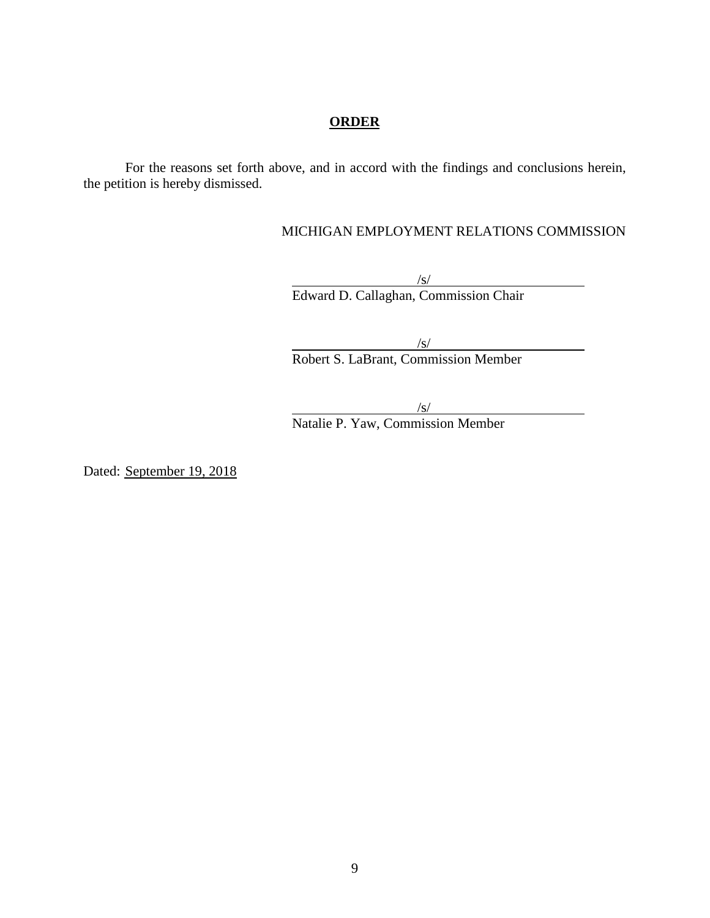## **ORDER**

For the reasons set forth above, and in accord with the findings and conclusions herein, the petition is hereby dismissed.

MICHIGAN EMPLOYMENT RELATIONS COMMISSION

/s/
Edward D. Callaghan, Commission Chair

/s/
Robert S. LaBrant, Commission Member

/s/
Natalie P. Yaw, Commission Member

Dated: September 19, 2018